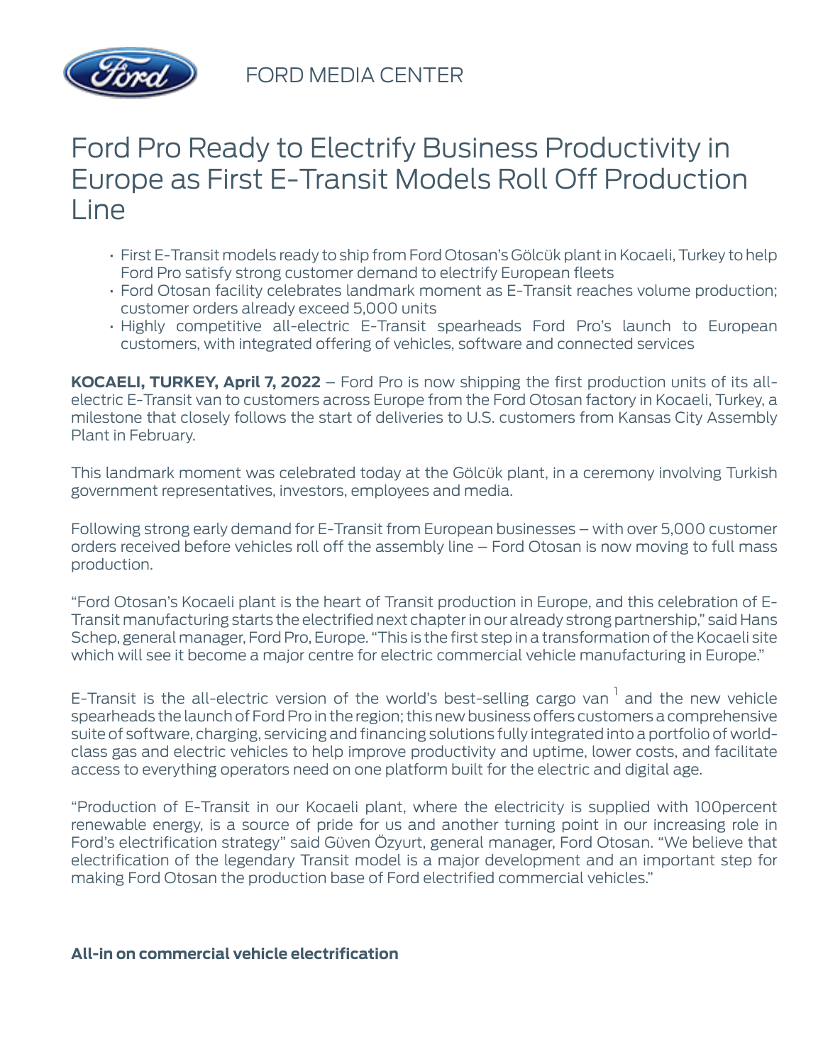FORD MEDIA CENTER

# Ford Pro Ready to Electrify Business Productivity in Europe as First E-Transit Models Roll Off Production Line

- First E-Transit models ready to ship from Ford Otosan's Gölcük plant in Kocaeli, Turkey to help Ford Pro satisfy strong customer demand to electrify European fleets
- Ford Otosan facility celebrates landmark moment as E-Transit reaches volume production; customer orders already exceed 5,000 units
- Highly competitive all-electric E-Transit spearheads Ford Pro's launch to European customers, with integrated offering of vehicles, software and connected services

**KOCAELI, TURKEY, April 7, 2022** – Ford Pro is now shipping the first production units of its all-electric E-Transit van to customers across Europe from the Ford Otosan factory in Kocaeli, Turkey, a milestone that closely follows the start of deliveries to U.S. customers from Kansas City Assembly Plant in February.

This landmark moment was celebrated today at the Gölcük plant, in a ceremony involving Turkish government representatives, investors, employees and media.

Following strong early demand for E-Transit from European businesses – with over 5,000 customer orders received before vehicles roll off the assembly line – Ford Otosan is now moving to full mass production.

"Ford Otosan's Kocaeli plant is the heart of Transit production in Europe, and this celebration of E-Transit manufacturing starts the electrified next chapter in our already strong partnership," said Hans Schep, general manager, Ford Pro, Europe. "This is the first step in a transformation of the Kocaeli site which will see it become a major centre for electric commercial vehicle manufacturing in Europe."

E-Transit is the all-electric version of the world's best-selling cargo van [1] and the new vehicle spearheads the launch of Ford Pro in the region; this new business offers customers a comprehensive suite of software, charging, servicing and financing solutions fully integrated into a portfolio of world-class gas and electric vehicles to help improve productivity and uptime, lower costs, and facilitate access to everything operators need on one platform built for the electric and digital age.

"Production of E-Transit in our Kocaeli plant, where the electricity is supplied with 100percent renewable energy, is a source of pride for us and another turning point in our increasing role in Ford's electrification strategy" said Güven Özyurt, general manager, Ford Otosan. "We believe that electrification of the legendary Transit model is a major development and an important step for making Ford Otosan the production base of Ford electrified commercial vehicles."

**All-in on commercial vehicle electrification**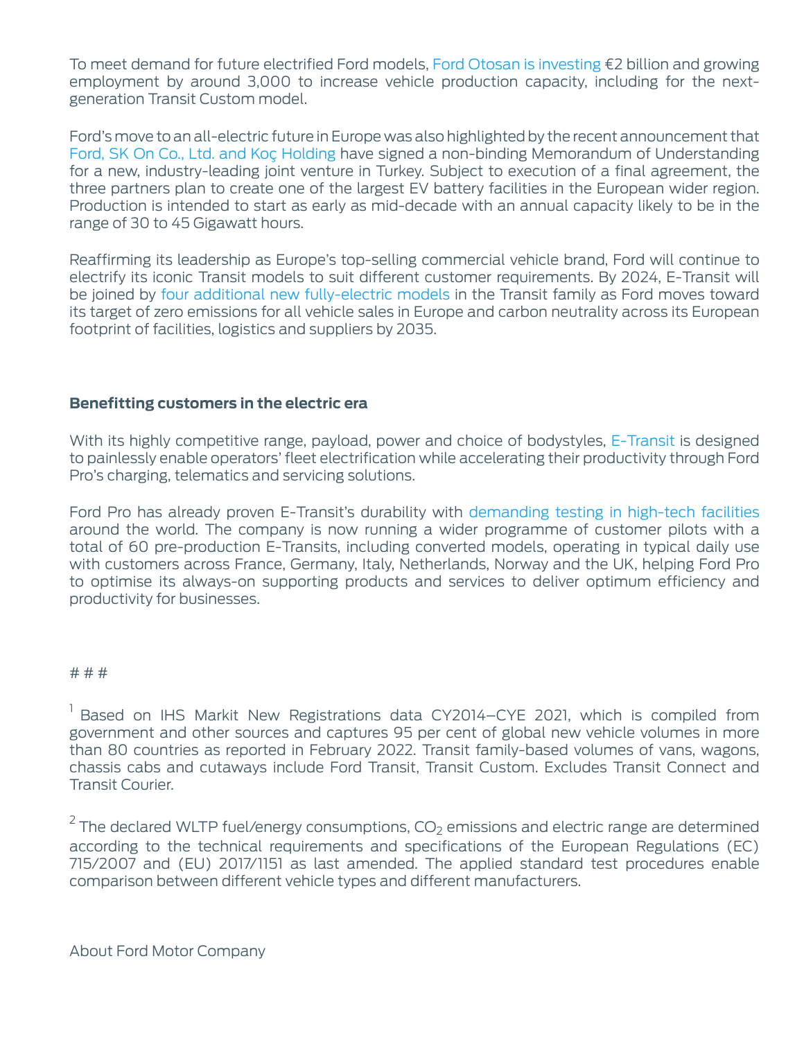To meet demand for future electrified Ford models, Ford Otosan is investing €2 billion and growing employment by around 3,000 to increase vehicle production capacity, including for the next-generation Transit Custom model.

Ford's move to an all-electric future in Europe was also highlighted by the recent announcement that Ford, SK On Co., Ltd. and Koç Holding have signed a non-binding Memorandum of Understanding for a new, industry-leading joint venture in Turkey. Subject to execution of a final agreement, the three partners plan to create one of the largest EV battery facilities in the European wider region. Production is intended to start as early as mid-decade with an annual capacity likely to be in the range of 30 to 45 Gigawatt hours.

Reaffirming its leadership as Europe's top-selling commercial vehicle brand, Ford will continue to electrify its iconic Transit models to suit different customer requirements. By 2024, E-Transit will be joined by four additional new fully-electric models in the Transit family as Ford moves toward its target of zero emissions for all vehicle sales in Europe and carbon neutrality across its European footprint of facilities, logistics and suppliers by 2035.

**Benefitting customers in the electric era**

With its highly competitive range, payload, power and choice of bodystyles, E-Transit is designed to painlessly enable operators' fleet electrification while accelerating their productivity through Ford Pro's charging, telematics and servicing solutions.

Ford Pro has already proven E-Transit's durability with demanding testing in high-tech facilities around the world. The company is now running a wider programme of customer pilots with a total of 60 pre-production E-Transits, including converted models, operating in typical daily use with customers across France, Germany, Italy, Netherlands, Norway and the UK, helping Ford Pro to optimise its always-on supporting products and services to deliver optimum efficiency and productivity for businesses.

# # #

[1] Based on IHS Markit New Registrations data CY2014–CYE 2021, which is compiled from government and other sources and captures 95 per cent of global new vehicle volumes in more than 80 countries as reported in February 2022. Transit family-based volumes of vans, wagons, chassis cabs and cutaways include Ford Transit, Transit Custom. Excludes Transit Connect and Transit Courier.

[2] The declared WLTP fuel/energy consumptions, $CO_2$ emissions and electric range are determined according to the technical requirements and specifications of the European Regulations (EC) 715/2007 and (EU) 2017/1151 as last amended. The applied standard test procedures enable comparison between different vehicle types and different manufacturers.

About Ford Motor Company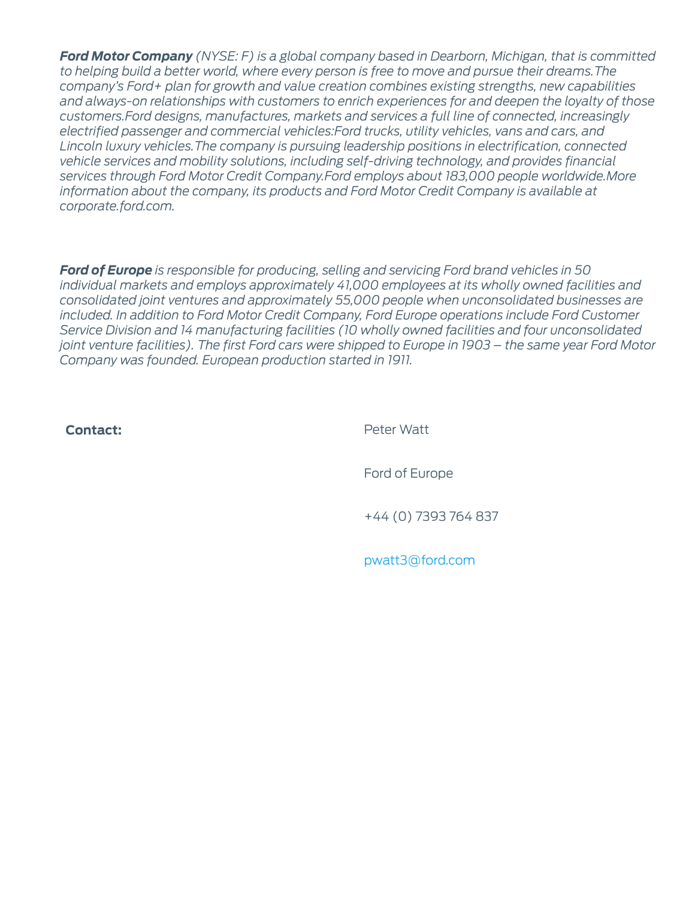***Ford Motor Company*** *(NYSE: F) is a global company based in Dearborn, Michigan, that is committed to helping build a better world, where every person is free to move and pursue their dreams.The company's Ford+ plan for growth and value creation combines existing strengths, new capabilities and always-on relationships with customers to enrich experiences for and deepen the loyalty of those customers.Ford designs, manufactures, markets and services a full line of connected, increasingly electrified passenger and commercial vehicles:Ford trucks, utility vehicles, vans and cars, and Lincoln luxury vehicles.The company is pursuing leadership positions in electrification, connected vehicle services and mobility solutions, including self-driving technology, and provides financial services through Ford Motor Credit Company.Ford employs about 183,000 people worldwide.More information about the company, its products and Ford Motor Credit Company is available at corporate.ford.com.*

***Ford of Europe*** *is responsible for producing, selling and servicing Ford brand vehicles in 50 individual markets and employs approximately 41,000 employees at its wholly owned facilities and consolidated joint ventures and approximately 55,000 people when unconsolidated businesses are included. In addition to Ford Motor Credit Company, Ford Europe operations include Ford Customer Service Division and 14 manufacturing facilities (10 wholly owned facilities and four unconsolidated joint venture facilities). The first Ford cars were shipped to Europe in 1903 – the same year Ford Motor Company was founded. European production started in 1911.*

**Contact:**

Peter Watt

Ford of Europe

+44 (0) 7393 764 837

pwatt3@ford.com